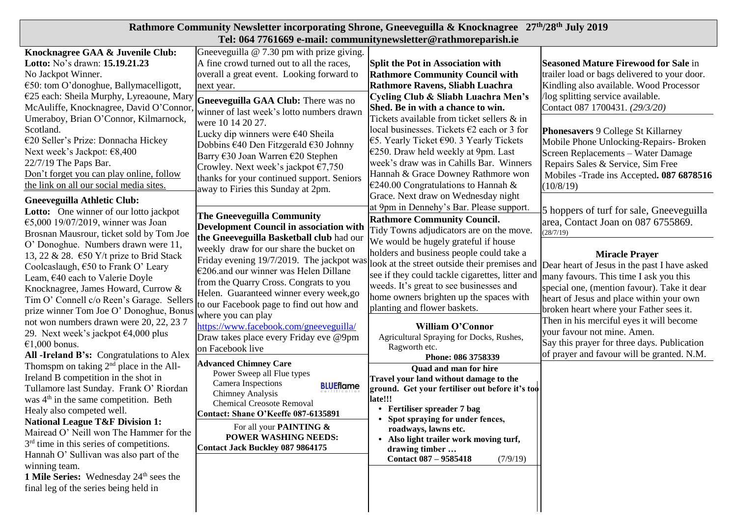# Rathmore Community Newsletter incorporating Shrone, Gneeveguilla & Knocknagree 27th/28th July 2019

**Tel: 064 7761669 e-mail: communitynewsletter@rathmoreparish.ie**

**Knocknagree GAA & Juvenile Club:**
**Lotto:** No's drawn: **15.19.21.23**
No Jackpot Winner.
€50: tom O'donoghue, Ballymacelligott,
€25 each: Sheila Murphy, Lyreaoune, Mary McAuliffe, Knocknagree, David O'Connor, Umeraboy, Brian O'Connor, Kilmarnock, Scotland.
€20 Seller's Prize: Donnacha Hickey
Next week's Jackpot: €8,400
22/7/19 The Paps Bar.
Don't forget you can play online, follow the link on all our social media sites.

**Gneeveguilla Athletic Club:**
**Lotto:** One winner of our lotto jackpot €5,000 19/07/2019, winner was Joan Brosnan Mausrour, ticket sold by Tom Joe O' Donoghue. Numbers drawn were 11, 13, 22 & 28. €50 Y/t prize to Brid Stack Coolcaslaugh, €50 to Frank O' Leary Leam, €40 each to Valerie Doyle Knocknagree, James Howard, Currow & Tim O' Connell c/o Reen's Garage. Sellers prize winner Tom Joe O' Donoghue, Bonus not won numbers drawn were 20, 22, 23 7 29. Next week's jackpot €4,000 plus €1,000 bonus.
**All -Ireland B's:** Congratulations to Alex Thomspm on taking 2nd place in the All-Ireland B competition in the shot in Tullamore last Sunday. Frank O' Riordan was 4th in the same competition. Beth Healy also competed well.
**National League T&F Division 1:** Mairead O' Neill won The Hammer for the 3rd time in this series of competitions. Hannah O' Sullivan was also part of the winning team.
**1 Mile Series:** Wednesday 24th sees the final leg of the series being held in Gneeveguilla @ 7.30 pm with prize giving. A fine crowd turned out to all the races, overall a great event. Looking forward to next year.

**Gneeveguilla GAA Club:** There was no winner of last week's lotto numbers drawn were 10 14 20 27.
Lucky dip winners were €40 Sheila Dobbins €40 Den Fitzgerald €30 Johnny Barry €30 Joan Warren €20 Stephen Crowley. Next week's jackpot €7,750 thanks for your continued support. Seniors away to Firies this Sunday at 2pm.

**The Gneeveguilla Community Development Council in association with the Gneeveguilla Basketball club** had our weekly draw for our share the bucket on Friday evening 19/7/2019. The jackpot was €206.and our winner was Helen Dillane from the Quarry Cross. Congrats to you Helen. Guaranteed winner every week,go to our Facebook page to find out how and where you can play
https://www.facebook.com/gneeveguilla/
Draw takes place every Friday eve @9pm on Facebook live

**Advanced Chimney Care**
Power Sweep all Flue types
Camera Inspections
Chimney Analysis
Chemical Creosote Removal
**Contact: Shane O'Keeffe 087-6135891**

For all your **PAINTING & POWER WASHING NEEDS:**
**Contact Jack Buckley 087 9864175**

**Split the Pot in Association with Rathmore Community Council with Rathmore Ravens, Sliabh Luachra Cycling Club & Sliabh Luachra Men's Shed. Be in with a chance to win.**
Tickets available from ticket sellers & in local businesses. Tickets €2 each or 3 for €5. Yearly Ticket €90. 3 Yearly Tickets €250. Draw held weekly at 9pm. Last week's draw was in Cahills Bar. Winners Hannah & Grace Downey Rathmore won €240.00 Congratulations to Hannah & Grace. Next draw on Wednesday night at 9pm in Dennehy's Bar. Please support.

**Rathmore Community Council.**
Tidy Towns adjudicators are on the move. We would be hugely grateful if house holders and business people could take a look at the street outside their premises and see if they could tackle cigarettes, litter and weeds. It's great to see businesses and home owners brighten up the spaces with planting and flower baskets.

**William O'Connor**
Agricultural Spraying for Docks, Rushes, Ragworth etc.
**Phone: 086 3758339**

**Quad and man for hire**
**Travel your land without damage to the ground. Get your fertiliser out before it's too late!!!**
- **Fertiliser spreader 7 bag**
- **Spot spraying for under fences, roadways, lawns etc.**
- **Also light trailer work moving turf, drawing timber …**

**Contact 087 – 9585418** (7/9/19)

**Seasoned Mature Firewood for Sale** in trailer load or bags delivered to your door. Kindling also available. Wood Processor /log splitting service available.
Contact 087 1700431. *(29/3/20)*

**Phonesavers** 9 College St Killarney
Mobile Phone Unlocking-Repairs- Broken Screen Replacements – Water Damage Repairs Sales & Service, Sim Free Mobiles -Trade ins Accepted**. 087 6878516** (10/8/19)

5 hoppers of turf for sale, Gneeveguilla area, Contact Joan on 087 6755869. (28/7/19)

**Miracle Prayer**
Dear heart of Jesus in the past I have asked many favours. This time I ask you this special one, (mention favour). Take it dear heart of Jesus and place within your own broken heart where your Father sees it. Then in his merciful eyes it will become your favour not mine. Amen.
Say this prayer for three days. Publication of prayer and favour will be granted. N.M.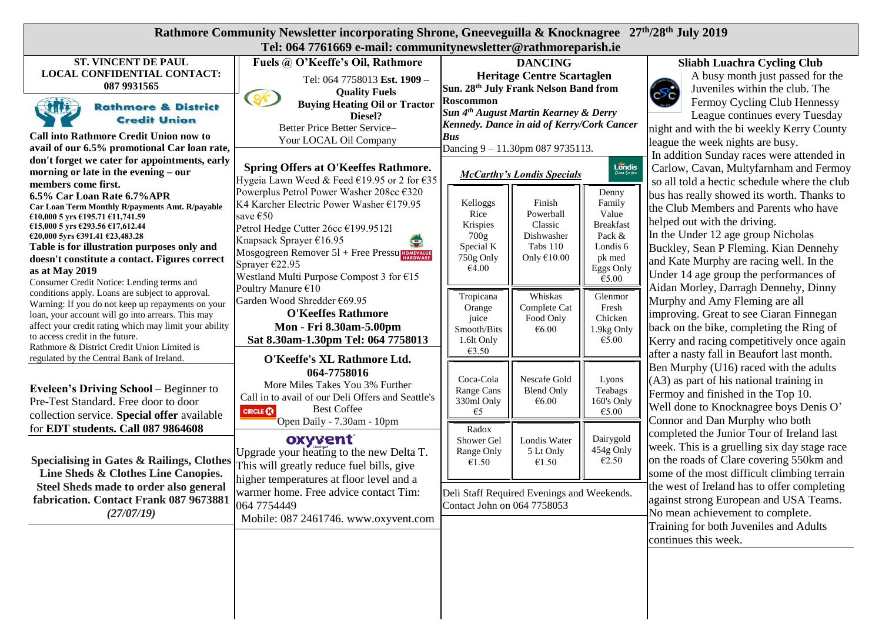# Rathmore Community Newsletter incorporating Shrone, Gneeveguilla & Knocknagree 27th/28th July 2019

**Tel: 064 7761669 e-mail: communitynewsletter@rathmoreparish.ie**

## ST. VINCENT DE PAUL LOCAL CONFIDENTIAL CONTACT: 087 9931565

## Rathmore & District Credit Union

**Call into Rathmore Credit Union now to avail of our 6.5% promotional Car loan rate, don't forget we cater for appointments, early morning or late in the evening – our members come first.**

**6.5% Car Loan Rate 6.7%APR**

| Car Loan | Term | Monthly R/payments | Amt. R/payable |
|---|---|---|---|
| €10,000 | 5 yrs | €195.71 | €11,741.59 |
| €15,000 | 5 yrs | €293.56 | €17,612.44 |
| €20,000 | 5yrs | €391.41 | €23,483.28 |

**Table is for illustration purposes only and doesn't constitute a contact. Figures correct as at May 2019**

Consumer Credit Notice: Lending terms and conditions apply. Loans are subject to approval. Warning: If you do not keep up repayments on your loan, your account will go into arrears. This may affect your credit rating which may limit your ability to access credit in the future.
Rathmore & District Credit Union Limited is regulated by the Central Bank of Ireland.

**Eveleen's Driving School** – Beginner to Pre-Test Standard. Free door to door collection service. **Special offer** available for **EDT students. Call 087 9864608**

**Specialising in Gates & Railings, Clothes Line Sheds & Clothes Line Canopies. Steel Sheds made to order also general fabrication. Contact Frank 087 9673881**
*(27/07/19)*

## Fuels @ O'Keeffe's Oil, Rathmore

Tel: 064 7758013 **Est. 1909 – Quality Fuels**
**Buying Heating Oil or Tractor Diesel?**
Better Price Better Service–
Your LOCAL Oil Company

## Spring Offers at O'Keeffes Rathmore.

Hygeia Lawn Weed & Feed €19.95 or 2 for €35
Powerplus Petrol Power Washer 208cc €320
K4 Karcher Electric Power Washer €179.95 save €50
Petrol Hedge Cutter 26cc €199.95
12l Knapsack Sprayer €16.95
Mosgogreen Remover 5l + Free Pressure Sprayer €22.95
Westland Multi Purpose Compost 3 for €15
Poultry Manure €10
Garden Wood Shredder €69.95

**O'Keeffes Rathmore**
**Mon - Fri 8.30am-5.00pm**
**Sat 8.30am-1.30pm Tel: 064 7758013**

## O'Keeffe's XL Rathmore Ltd.

**064-7758016**
More Miles Takes You 3% Further
Call in to avail of our Deli Offers and Seattle's Best Coffee
Open Daily - 7.30am - 10pm

## oxyvent

Upgrade your heating to the new Delta T. This will greatly reduce fuel bills, give higher temperatures at floor level and a warmer home. Free advice contact Tim: 064 7754449
Mobile: 087 2461746. www.oxyvent.com

## DANCING

**Heritage Centre Scartaglen**
**Sun. 28th July Frank Nelson Band from Roscommon**
***Sun 4th August Martin Kearney & Derry Kennedy. Dance in aid of Kerry/Cork Cancer Bus***
Dancing 9 – 11.30pm 087 9735113.

## *McCarthy's Londis Specials*

| | | |
|---|---|---|
| Kelloggs Rice Krispies 700g Special K 750g Only €4.00 | Finish Powerball Classic Dishwasher Tabs 110 Only €10.00 | Denny Family Value Breakfast Pack & Londis 6 pk med Eggs Only €5.00 |
| Tropicana Orange juice Smooth/Bits 1.6lt Only €3.50 | Whiskas Complete Cat Food Only €6.00 | Glenmor Fresh Chicken 1.9kg Only €5.00 |
| Coca-Cola Range Cans 330ml Only €5 | Nescafe Gold Blend Only €6.00 | Lyons Teabags 160's Only €5.00 |
| Radox Shower Gel Range Only €1.50 | Londis Water 5 Lt Only €1.50 | Dairygold 454g Only €2.50 |

Deli Staff Required Evenings and Weekends. Contact John on 064 7758053

## Sliabh Luachra Cycling Club

A busy month just passed for the Juveniles within the club. The Fermoy Cycling Club Hennessy League continues every Tuesday night and with the bi weekly Kerry County league the week nights are busy.
In addition Sunday races were attended in Carlow, Cavan, Multyfarnham and Fermoy so all told a hectic schedule where the club bus has really showed its worth. Thanks to the Club Members and Parents who have helped out with the driving.
In the Under 12 age group Nicholas Buckley, Sean P Fleming. Kian Dennehy and Kate Murphy are racing well. In the Under 14 age group the performances of Aidan Morley, Darragh Dennehy, Dinny Murphy and Amy Fleming are all improving. Great to see Ciaran Finnegan back on the bike, completing the Ring of Kerry and racing competitively once again after a nasty fall in Beaufort last month. Ben Murphy (U16) raced with the adults (A3) as part of his national training in Fermoy and finished in the Top 10.
Well done to Knocknagree boys Denis O' Connor and Dan Murphy who both completed the Junior Tour of Ireland last week. This is a gruelling six day stage race on the roads of Clare covering 550km and some of the most difficult climbing terrain the west of Ireland has to offer completing against strong European and USA Teams. No mean achievement to complete.
Training for both Juveniles and Adults continues this week.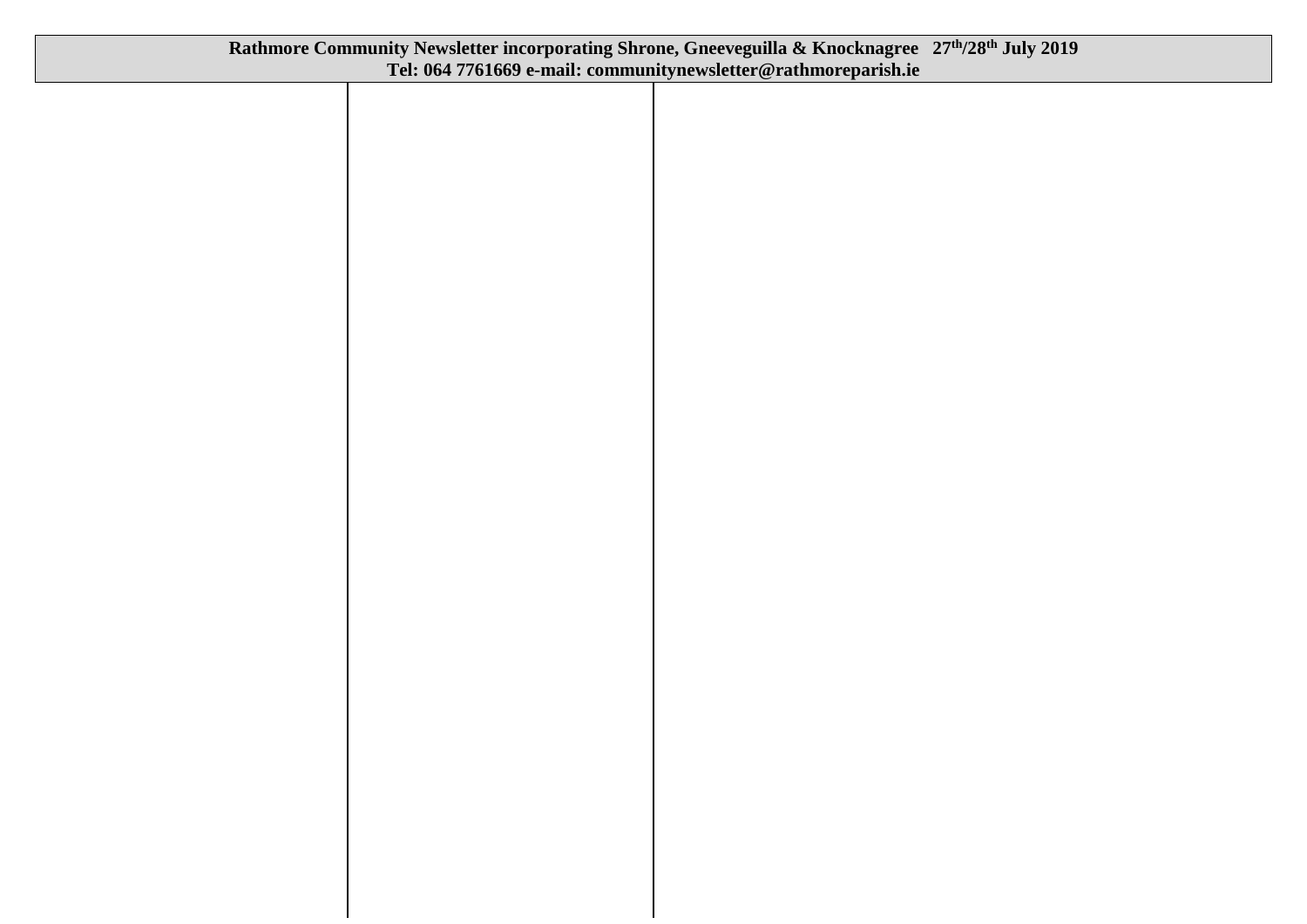**Rathmore Community Newsletter incorporating Shrone, Gneeveguilla & Knocknagree 27th/28th July 2019**
**Tel: 064 7761669 e-mail: communitynewsletter@rathmoreparish.ie**